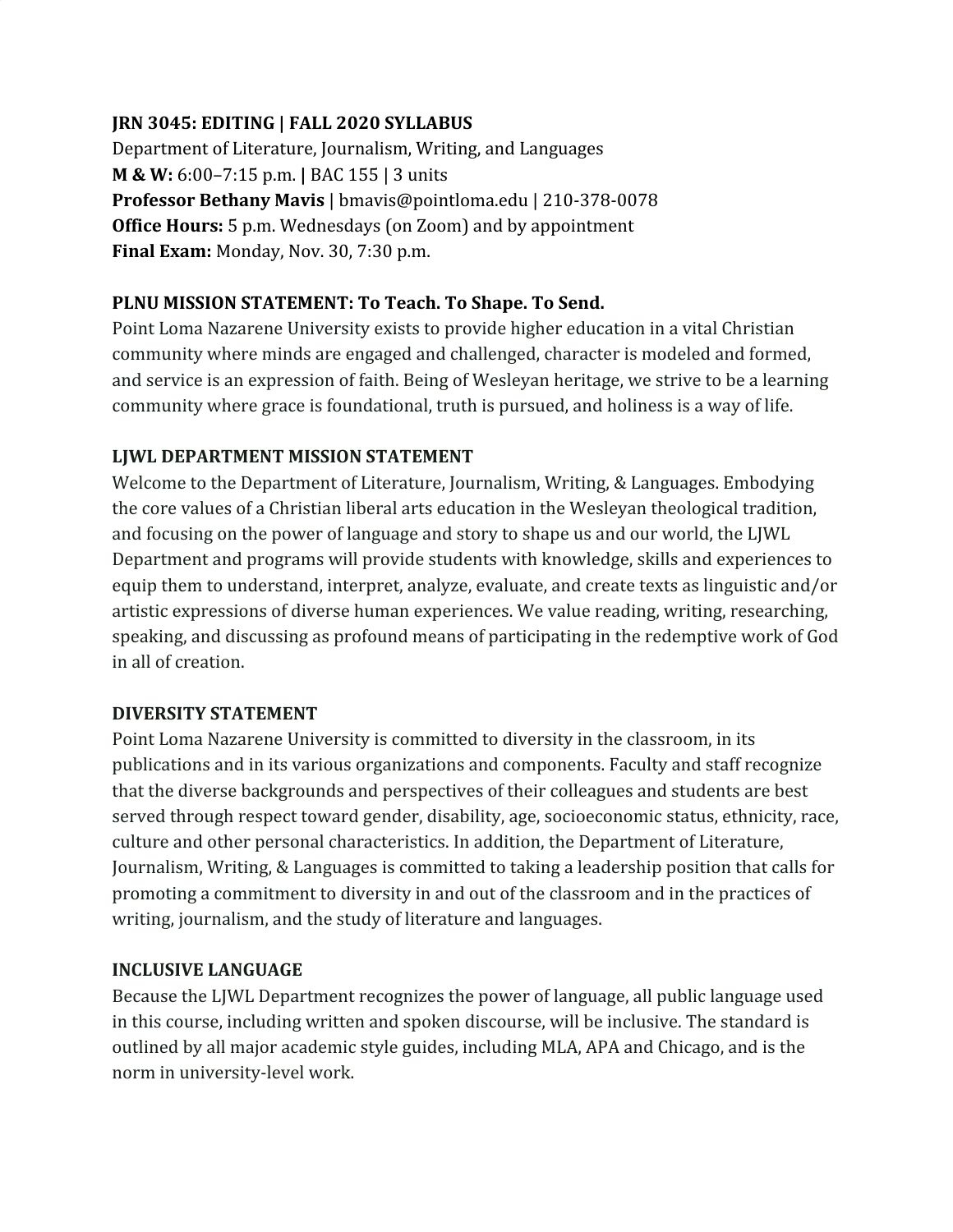**JRN 3045: EDITING | FALL 2020 SYLLABUS**
Department of Literature, Journalism, Writing, and Languages
**M & W:** 6:00–7:15 p.m. **|** BAC 155 | 3 units
**Professor Bethany Mavis** | bmavis@pointloma.edu | 210-378-0078
**Office Hours:** 5 p.m. Wednesdays (on Zoom) and by appointment
**Final Exam:** Monday, Nov. 30, 7:30 p.m.

**PLNU MISSION STATEMENT: To Teach. To Shape. To Send.**

Point Loma Nazarene University exists to provide higher education in a vital Christian community where minds are engaged and challenged, character is modeled and formed, and service is an expression of faith. Being of Wesleyan heritage, we strive to be a learning community where grace is foundational, truth is pursued, and holiness is a way of life.

**LJWL DEPARTMENT MISSION STATEMENT**

Welcome to the Department of Literature, Journalism, Writing, & Languages. Embodying the core values of a Christian liberal arts education in the Wesleyan theological tradition, and focusing on the power of language and story to shape us and our world, the LJWL Department and programs will provide students with knowledge, skills and experiences to equip them to understand, interpret, analyze, evaluate, and create texts as linguistic and/or artistic expressions of diverse human experiences. We value reading, writing, researching, speaking, and discussing as profound means of participating in the redemptive work of God in all of creation.

**DIVERSITY STATEMENT**

Point Loma Nazarene University is committed to diversity in the classroom, in its publications and in its various organizations and components. Faculty and staff recognize that the diverse backgrounds and perspectives of their colleagues and students are best served through respect toward gender, disability, age, socioeconomic status, ethnicity, race, culture and other personal characteristics. In addition, the Department of Literature, Journalism, Writing, & Languages is committed to taking a leadership position that calls for promoting a commitment to diversity in and out of the classroom and in the practices of writing, journalism, and the study of literature and languages.

**INCLUSIVE LANGUAGE**

Because the LJWL Department recognizes the power of language, all public language used in this course, including written and spoken discourse, will be inclusive. The standard is outlined by all major academic style guides, including MLA, APA and Chicago, and is the norm in university-level work.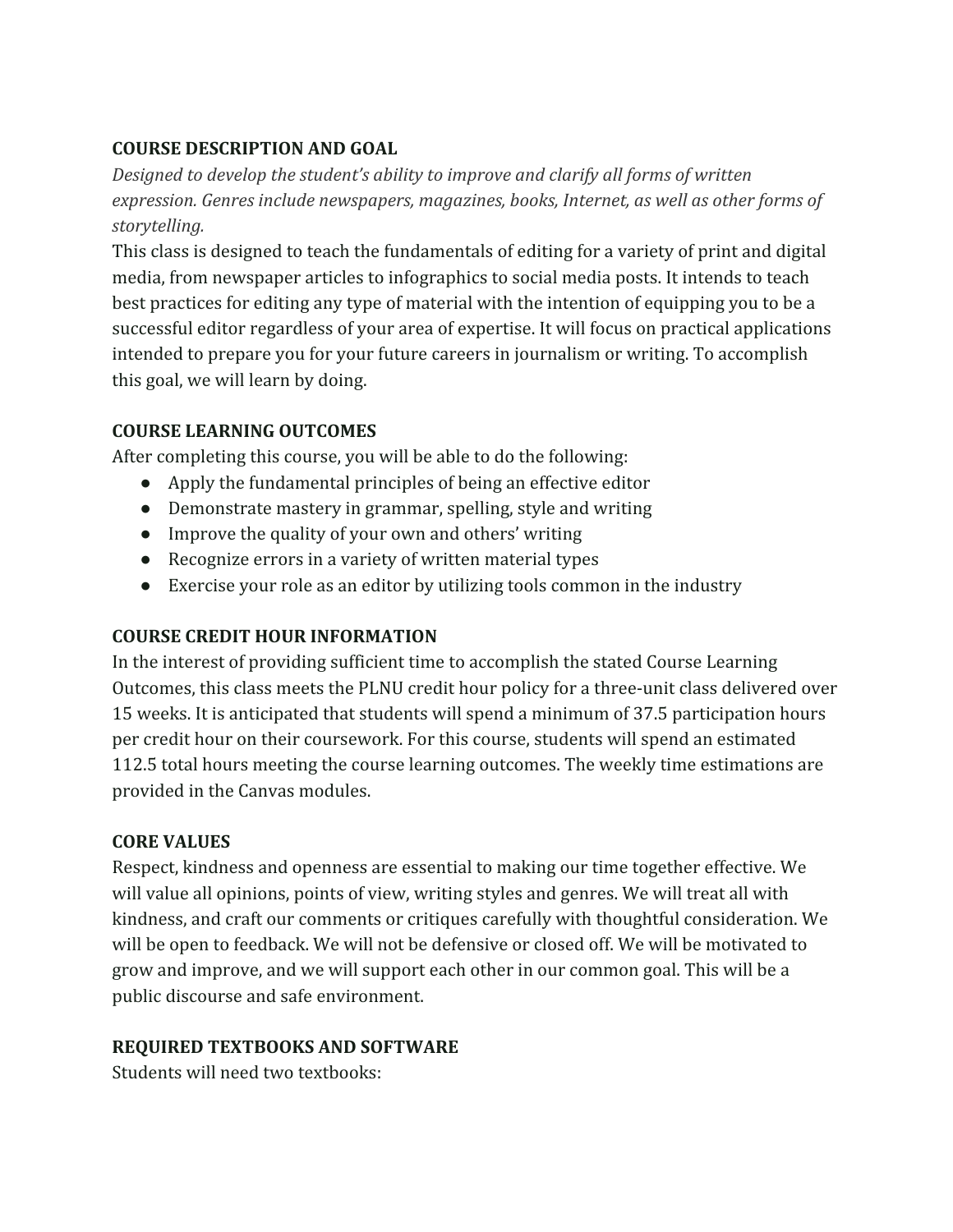## COURSE DESCRIPTION AND GOAL

*Designed to develop the student's ability to improve and clarify all forms of written expression. Genres include newspapers, magazines, books, Internet, as well as other forms of storytelling.*

This class is designed to teach the fundamentals of editing for a variety of print and digital media, from newspaper articles to infographics to social media posts. It intends to teach best practices for editing any type of material with the intention of equipping you to be a successful editor regardless of your area of expertise. It will focus on practical applications intended to prepare you for your future careers in journalism or writing. To accomplish this goal, we will learn by doing.

## COURSE LEARNING OUTCOMES

After completing this course, you will be able to do the following:

- Apply the fundamental principles of being an effective editor
- Demonstrate mastery in grammar, spelling, style and writing
- Improve the quality of your own and others' writing
- Recognize errors in a variety of written material types
- Exercise your role as an editor by utilizing tools common in the industry

## COURSE CREDIT HOUR INFORMATION

In the interest of providing sufficient time to accomplish the stated Course Learning Outcomes, this class meets the PLNU credit hour policy for a three-unit class delivered over 15 weeks. It is anticipated that students will spend a minimum of 37.5 participation hours per credit hour on their coursework. For this course, students will spend an estimated 112.5 total hours meeting the course learning outcomes. The weekly time estimations are provided in the Canvas modules.

## CORE VALUES

Respect, kindness and openness are essential to making our time together effective. We will value all opinions, points of view, writing styles and genres. We will treat all with kindness, and craft our comments or critiques carefully with thoughtful consideration. We will be open to feedback. We will not be defensive or closed off. We will be motivated to grow and improve, and we will support each other in our common goal. This will be a public discourse and safe environment.

## REQUIRED TEXTBOOKS AND SOFTWARE

Students will need two textbooks: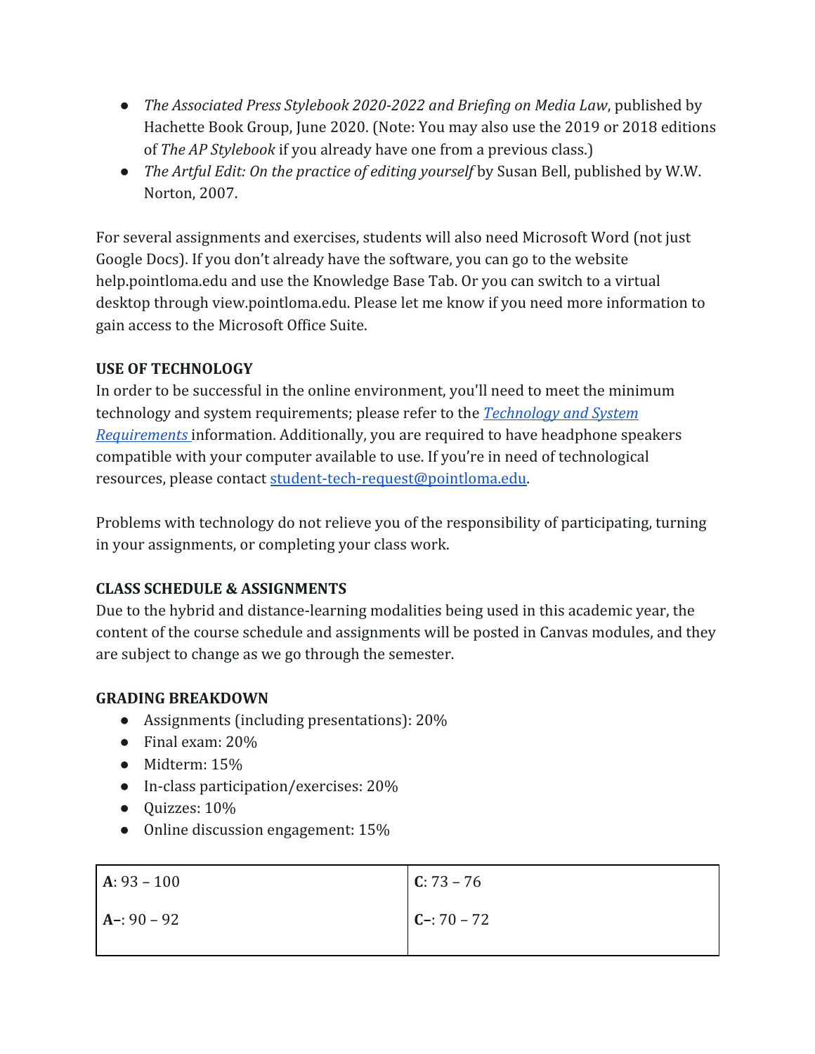- *The Associated Press Stylebook 2020-2022 and Briefing on Media Law*, published by Hachette Book Group, June 2020. (Note: You may also use the 2019 or 2018 editions of *The AP Stylebook* if you already have one from a previous class.)
- *The Artful Edit: On the practice of editing yourself* by Susan Bell, published by W.W. Norton, 2007.

For several assignments and exercises, students will also need Microsoft Word (not just Google Docs). If you don't already have the software, you can go to the website help.pointloma.edu and use the Knowledge Base Tab. Or you can switch to a virtual desktop through view.pointloma.edu. Please let me know if you need more information to gain access to the Microsoft Office Suite.

**USE OF TECHNOLOGY**

In order to be successful in the online environment, you'll need to meet the minimum technology and system requirements; please refer to the *Technology and System Requirements* information. Additionally, you are required to have headphone speakers compatible with your computer available to use. If you're in need of technological resources, please contact student-tech-request@pointloma.edu.

Problems with technology do not relieve you of the responsibility of participating, turning in your assignments, or completing your class work.

**CLASS SCHEDULE & ASSIGNMENTS**

Due to the hybrid and distance-learning modalities being used in this academic year, the content of the course schedule and assignments will be posted in Canvas modules, and they are subject to change as we go through the semester.

**GRADING BREAKDOWN**

- Assignments (including presentations): 20%
- Final exam: 20%
- Midterm: 15%
- In-class participation/exercises: 20%
- Quizzes: 10%
- Online discussion engagement: 15%

| | |
|---|---|
| **A**: 93 – 100<br>**A–**: 90 – 92 | **C**: 73 – 76<br>**C–**: 70 – 72 |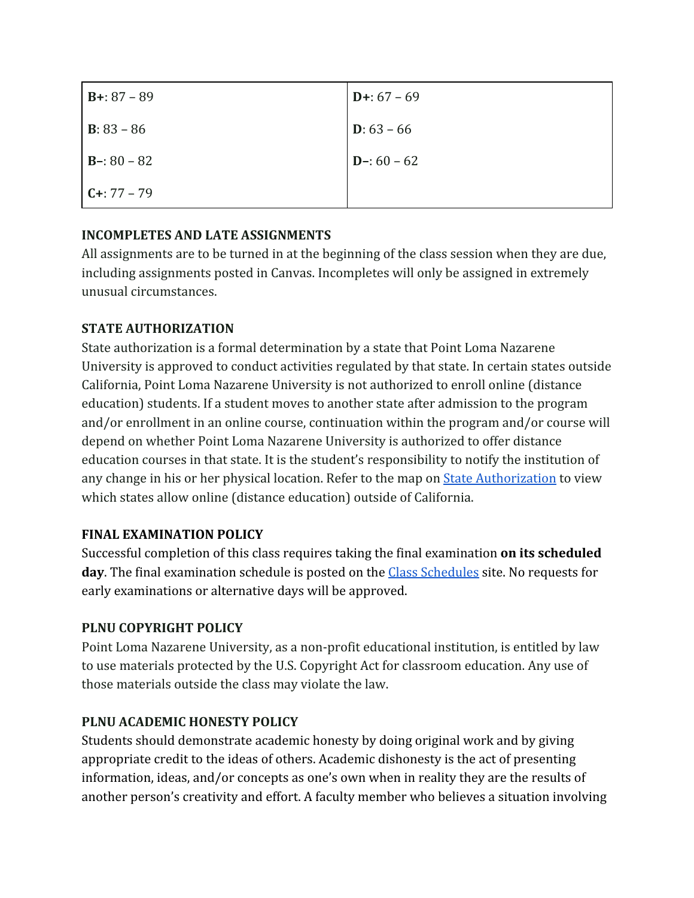| **B+**: 87 – 89 | **D+**: 67 – 69 |
|---|---|
| **B**: 83 – 86 | **D**: 63 – 66 |
| **B–**: 80 – 82 | **D–**: 60 – 62 |
| **C+**: 77 – 79 | |

**INCOMPLETES AND LATE ASSIGNMENTS**

All assignments are to be turned in at the beginning of the class session when they are due, including assignments posted in Canvas. Incompletes will only be assigned in extremely unusual circumstances.

**STATE AUTHORIZATION**

State authorization is a formal determination by a state that Point Loma Nazarene University is approved to conduct activities regulated by that state. In certain states outside California, Point Loma Nazarene University is not authorized to enroll online (distance education) students. If a student moves to another state after admission to the program and/or enrollment in an online course, continuation within the program and/or course will depend on whether Point Loma Nazarene University is authorized to offer distance education courses in that state. It is the student's responsibility to notify the institution of any change in his or her physical location. Refer to the map on State Authorization to view which states allow online (distance education) outside of California.

**FINAL EXAMINATION POLICY**

Successful completion of this class requires taking the final examination **on its scheduled day**. The final examination schedule is posted on the Class Schedules site. No requests for early examinations or alternative days will be approved.

**PLNU COPYRIGHT POLICY**

Point Loma Nazarene University, as a non-profit educational institution, is entitled by law to use materials protected by the U.S. Copyright Act for classroom education. Any use of those materials outside the class may violate the law.

**PLNU ACADEMIC HONESTY POLICY**

Students should demonstrate academic honesty by doing original work and by giving appropriate credit to the ideas of others. Academic dishonesty is the act of presenting information, ideas, and/or concepts as one's own when in reality they are the results of another person's creativity and effort. A faculty member who believes a situation involving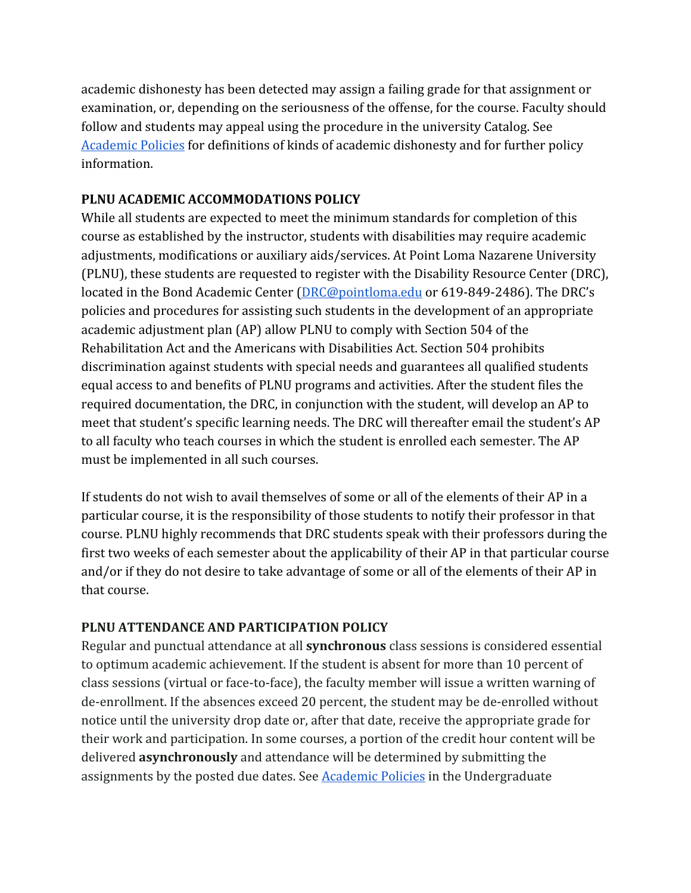academic dishonesty has been detected may assign a failing grade for that assignment or examination, or, depending on the seriousness of the offense, for the course. Faculty should follow and students may appeal using the procedure in the university Catalog. See [Academic Policies](#) for definitions of kinds of academic dishonesty and for further policy information.

**PLNU ACADEMIC ACCOMMODATIONS POLICY**

While all students are expected to meet the minimum standards for completion of this course as established by the instructor, students with disabilities may require academic adjustments, modifications or auxiliary aids/services. At Point Loma Nazarene University (PLNU), these students are requested to register with the Disability Resource Center (DRC), located in the Bond Academic Center ([DRC@pointloma.edu](mailto:DRC@pointloma.edu) or 619-849-2486). The DRC's policies and procedures for assisting such students in the development of an appropriate academic adjustment plan (AP) allow PLNU to comply with Section 504 of the Rehabilitation Act and the Americans with Disabilities Act. Section 504 prohibits discrimination against students with special needs and guarantees all qualified students equal access to and benefits of PLNU programs and activities. After the student files the required documentation, the DRC, in conjunction with the student, will develop an AP to meet that student's specific learning needs. The DRC will thereafter email the student's AP to all faculty who teach courses in which the student is enrolled each semester. The AP must be implemented in all such courses.

If students do not wish to avail themselves of some or all of the elements of their AP in a particular course, it is the responsibility of those students to notify their professor in that course. PLNU highly recommends that DRC students speak with their professors during the first two weeks of each semester about the applicability of their AP in that particular course and/or if they do not desire to take advantage of some or all of the elements of their AP in that course.

**PLNU ATTENDANCE AND PARTICIPATION POLICY**

Regular and punctual attendance at all **synchronous** class sessions is considered essential to optimum academic achievement. If the student is absent for more than 10 percent of class sessions (virtual or face-to-face), the faculty member will issue a written warning of de-enrollment. If the absences exceed 20 percent, the student may be de-enrolled without notice until the university drop date or, after that date, receive the appropriate grade for their work and participation. In some courses, a portion of the credit hour content will be delivered **asynchronously** and attendance will be determined by submitting the assignments by the posted due dates. See [Academic Policies](#) in the Undergraduate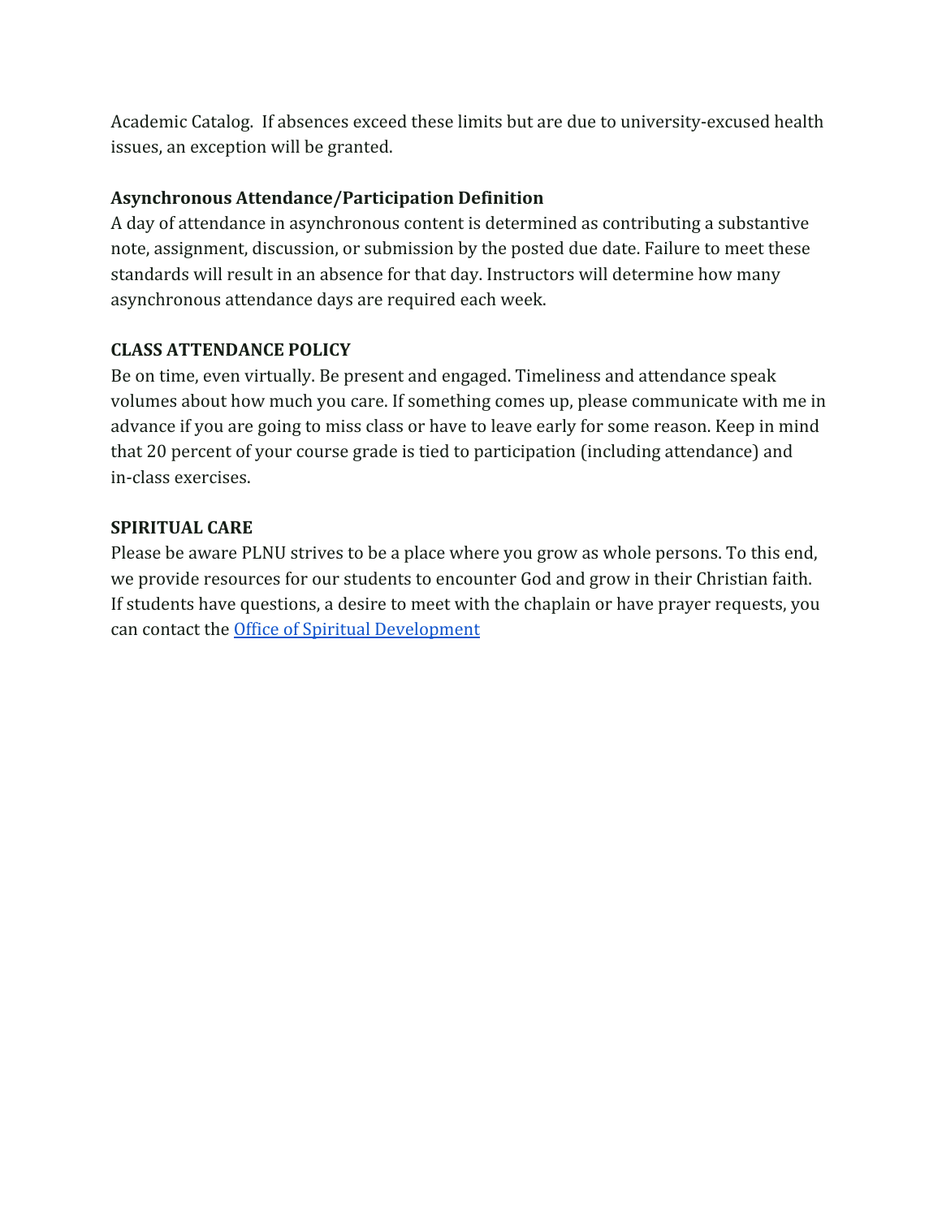Academic Catalog. If absences exceed these limits but are due to university-excused health issues, an exception will be granted.

**Asynchronous Attendance/Participation Definition**

A day of attendance in asynchronous content is determined as contributing a substantive note, assignment, discussion, or submission by the posted due date. Failure to meet these standards will result in an absence for that day. Instructors will determine how many asynchronous attendance days are required each week.

**CLASS ATTENDANCE POLICY**

Be on time, even virtually. Be present and engaged. Timeliness and attendance speak volumes about how much you care. If something comes up, please communicate with me in advance if you are going to miss class or have to leave early for some reason. Keep in mind that 20 percent of your course grade is tied to participation (including attendance) and in-class exercises.

**SPIRITUAL CARE**

Please be aware PLNU strives to be a place where you grow as whole persons. To this end, we provide resources for our students to encounter God and grow in their Christian faith. If students have questions, a desire to meet with the chaplain or have prayer requests, you can contact the Office of Spiritual Development